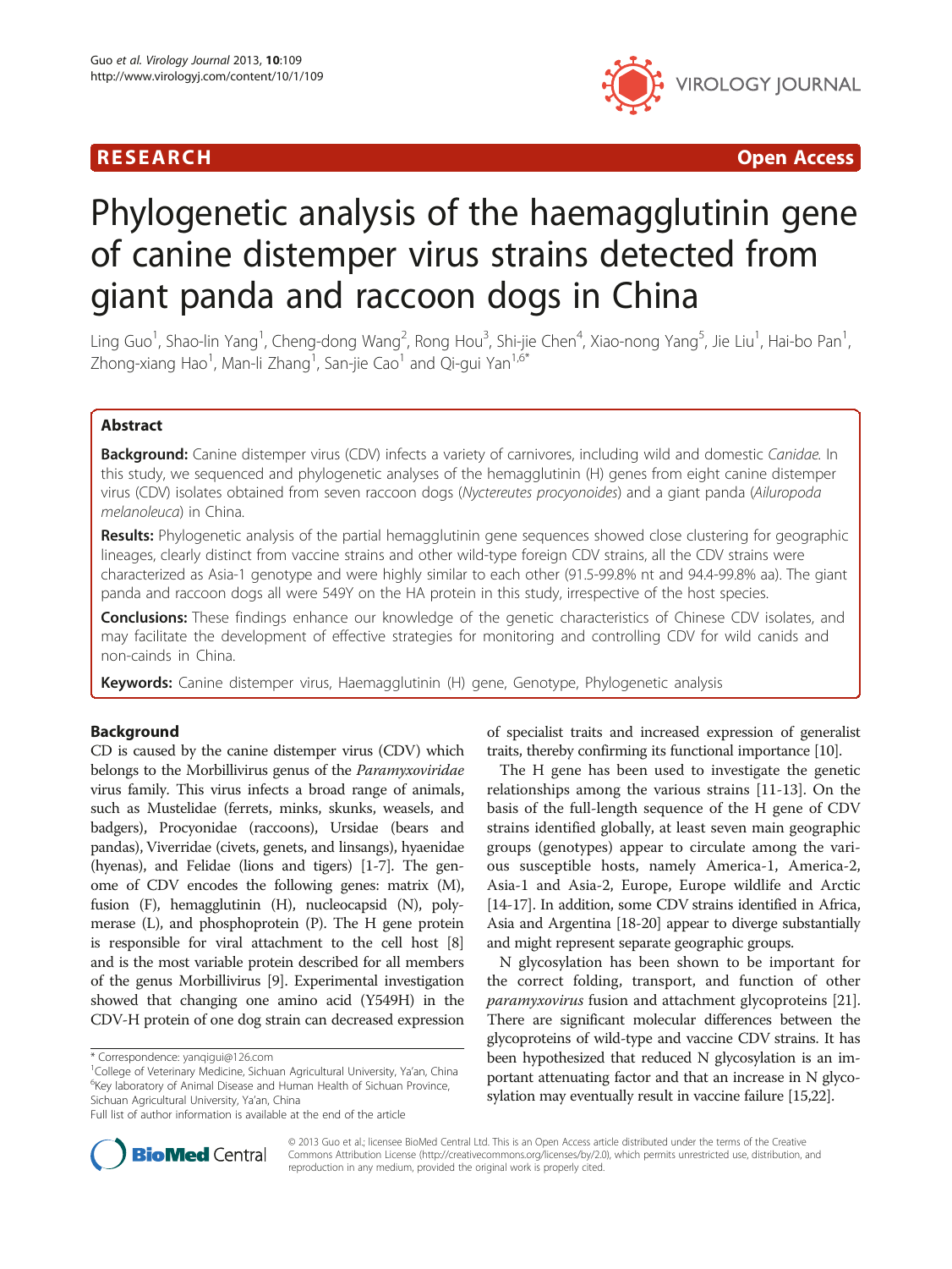**RESEARCH** **Open Access**

# Phylogenetic analysis of the haemagglutinin gene of canine distemper virus strains detected from giant panda and raccoon dogs in China

Ling Guo[1], Shao-lin Yang[1], Cheng-dong Wang[2], Rong Hou[3], Shi-jie Chen[4], Xiao-nong Yang[5], Jie Liu[1], Hai-bo Pan[1], Zhong-xiang Hao[1], Man-li Zhang[1], San-jie Cao[1] and Qi-gui Yan[1,6*]

## Abstract

**Background:** Canine distemper virus (CDV) infects a variety of carnivores, including wild and domestic *Canidae*. In this study, we sequenced and phylogenetic analyses of the hemagglutinin (H) genes from eight canine distemper virus (CDV) isolates obtained from seven raccoon dogs (*Nyctereutes procyonoides*) and a giant panda (*Ailuropoda melanoleuca*) in China.

**Results:** Phylogenetic analysis of the partial hemagglutinin gene sequences showed close clustering for geographic lineages, clearly distinct from vaccine strains and other wild-type foreign CDV strains, all the CDV strains were characterized as Asia-1 genotype and were highly similar to each other (91.5-99.8% nt and 94.4-99.8% aa). The giant panda and raccoon dogs all were 549Y on the HA protein in this study, irrespective of the host species.

**Conclusions:** These findings enhance our knowledge of the genetic characteristics of Chinese CDV isolates, and may facilitate the development of effective strategies for monitoring and controlling CDV for wild canids and non-caids in China.

**Keywords:** Canine distemper virus, Haemagglutinin (H) gene, Genotype, Phylogenetic analysis

## Background

CD is caused by the canine distemper virus (CDV) which belongs to the Morbillivirus genus of the *Paramyxoviridae* virus family. This virus infects a broad range of animals, such as Mustelidae (ferrets, minks, skunks, weasels, and badgers), Procyonidae (raccoons), Ursidae (bears and pandas), Viverridae (civets, genets, and linsangs), hyaenidae (hyenas), and Felidae (lions and tigers) [1-7]. The genome of CDV encodes the following genes: matrix (M), fusion (F), hemagglutinin (H), nucleocapsid (N), polymerase (L), and phosphoprotein (P). The H gene protein is responsible for viral attachment to the cell host [8] and is the most variable protein described for all members of the genus Morbillivirus [9]. Experimental investigation showed that changing one amino acid (Y549H) in the CDV-H protein of one dog strain can decreased expression of specialist traits and increased expression of generalist traits, thereby confirming its functional importance [10].

The H gene has been used to investigate the genetic relationships among the various strains [11-13]. On the basis of the full-length sequence of the H gene of CDV strains identified globally, at least seven main geographic groups (genotypes) appear to circulate among the various susceptible hosts, namely America-1, America-2, Asia-1 and Asia-2, Europe, Europe wildlife and Arctic [14-17]. In addition, some CDV strains identified in Africa, Asia and Argentina [18-20] appear to diverge substantially and might represent separate geographic groups.

N glycosylation has been shown to be important for the correct folding, transport, and function of other *paramyxovirus* fusion and attachment glycoproteins [21]. There are significant molecular differences between the glycoproteins of wild-type and vaccine CDV strains. It has been hypothesized that reduced N glycosylation is an important attenuating factor and that an increase in N glycosylation may eventually result in vaccine failure [15,22].

\* Correspondence: yanqigui@126.com
[1]College of Veterinary Medicine, Sichuan Agricultural University, Ya'an, China
[6]Key laboratory of Animal Disease and Human Health of Sichuan Province, Sichuan Agricultural University, Ya'an, China
Full list of author information is available at the end of the article

© 2013 Guo et al.; licensee BioMed Central Ltd. This is an Open Access article distributed under the terms of the Creative Commons Attribution License (http://creativecommons.org/licenses/by/2.0), which permits unrestricted use, distribution, and reproduction in any medium, provided the original work is properly cited.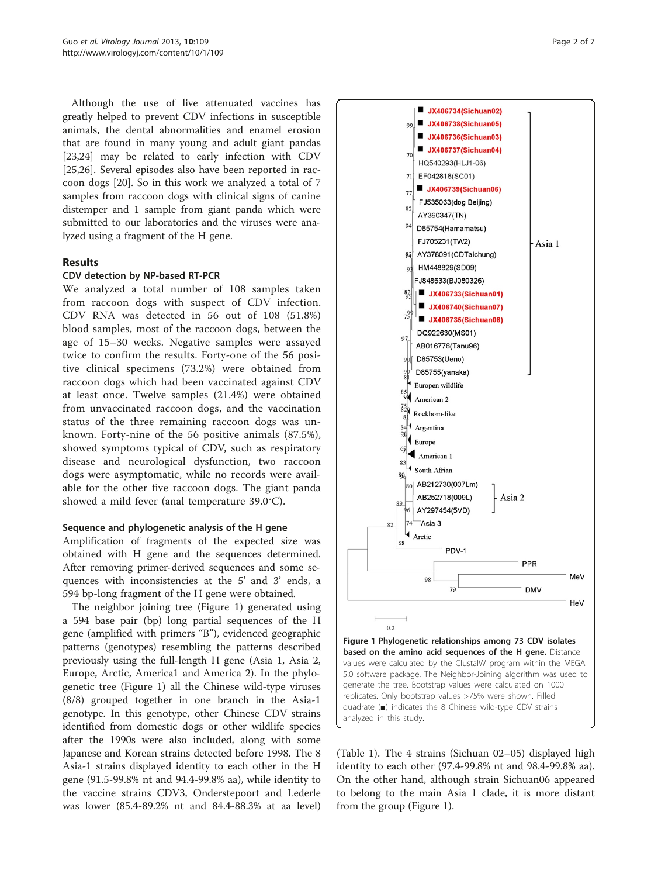Although the use of live attenuated vaccines has greatly helped to prevent CDV infections in susceptible animals, the dental abnormalities and enamel erosion that are found in many young and adult giant pandas [23,24] may be related to early infection with CDV [25,26]. Several episodes also have been reported in raccoon dogs [20]. So in this work we analyzed a total of 7 samples from raccoon dogs with clinical signs of canine distemper and 1 sample from giant panda which were submitted to our laboratories and the viruses were analyzed using a fragment of the H gene.

## Results

### CDV detection by NP-based RT-PCR

We analyzed a total number of 108 samples taken from raccoon dogs with suspect of CDV infection. CDV RNA was detected in 56 out of 108 (51.8%) blood samples, most of the raccoon dogs, between the age of 15–30 weeks. Negative samples were assayed twice to confirm the results. Forty-one of the 56 positive clinical specimens (73.2%) were obtained from raccoon dogs which had been vaccinated against CDV at least once. Twelve samples (21.4%) were obtained from unvaccinated raccoon dogs, and the vaccination status of the three remaining raccoon dogs was unknown. Forty-nine of the 56 positive animals (87.5%), showed symptoms typical of CDV, such as respiratory disease and neurological dysfunction, two raccoon dogs were asymptomatic, while no records were available for the other five raccoon dogs. The giant panda showed a mild fever (anal temperature 39.0°C).

### Sequence and phylogenetic analysis of the H gene

Amplification of fragments of the expected size was obtained with H gene and the sequences determined. After removing primer-derived sequences and some sequences with inconsistencies at the 5' and 3' ends, a 594 bp-long fragment of the H gene were obtained.

The neighbor joining tree (Figure 1) generated using a 594 base pair (bp) long partial sequences of the H gene (amplified with primers "B"), evidenced geographic patterns (genotypes) resembling the patterns described previously using the full-length H gene (Asia 1, Asia 2, Europe, Arctic, America1 and America 2). In the phylogenetic tree (Figure 1) all the Chinese wild-type viruses (8/8) grouped together in one branch in the Asia-1 genotype. In this genotype, other Chinese CDV strains identified from domestic dogs or other wildlife species after the 1990s were also included, along with some Japanese and Korean strains detected before 1998. The 8 Asia-1 strains displayed identity to each other in the H gene (91.5-99.8% nt and 94.4-99.8% aa), while identity to the vaccine strains CDV3, Onderstepoort and Lederle was lower (85.4-89.2% nt and 84.4-88.3% at aa level) (Table 1). The 4 strains (Sichuan 02–05) displayed high identity to each other (97.4-99.8% nt and 98.4-99.8% aa). On the other hand, although strain Sichuan06 appeared to belong to the main Asia 1 clade, it is more distant from the group (Figure 1).

**Figure 1 Phylogenetic relationships among 73 CDV isolates based on the amino acid sequences of the H gene.** Distance values were calculated by the ClustalW program within the MEGA 5.0 software package. The Neighbor-Joining algorithm was used to generate the tree. Bootstrap values were calculated on 1000 replicates. Only bootstrap values >75% were shown. Filled quadrate (■) indicates the 8 Chinese wild-type CDV strains analyzed in this study.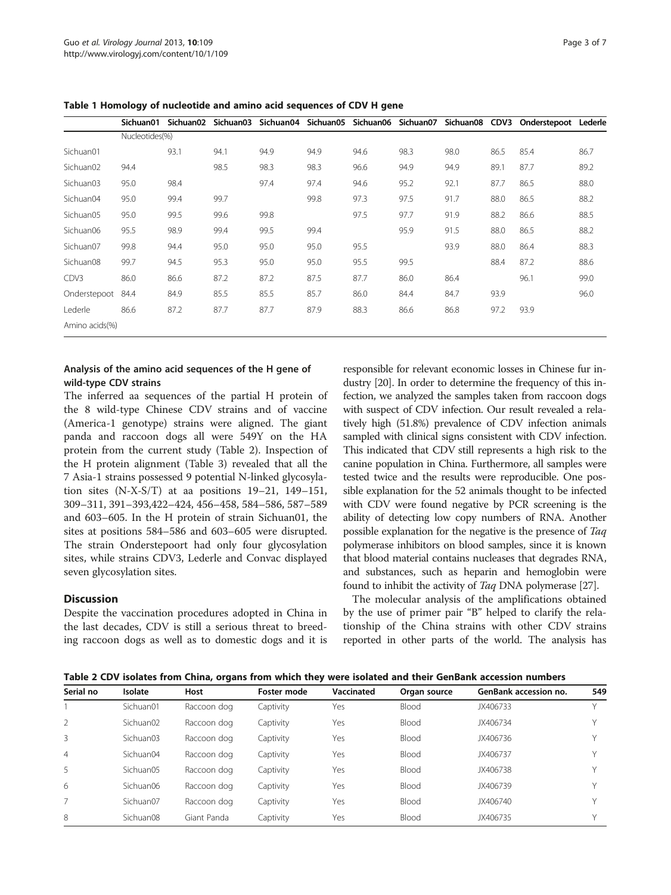**Table 1 Homology of nucleotide and amino acid sequences of CDV H gene**

| | Sichuan01 | Sichuan02 | Sichuan03 | Sichuan04 | Sichuan05 | Sichuan06 | Sichuan07 | Sichuan08 | CDV3 | Onderstepoot | Lederle |
|---|---|---|---|---|---|---|---|---|---|---|---|
| | Nucleotides(%) | | | | | | | | | | |
| Sichuan01 | | 93.1 | 94.1 | 94.9 | 94.9 | 94.6 | 98.3 | 98.0 | 86.5 | 85.4 | 86.7 |
| Sichuan02 | 94.4 | | 98.5 | 98.3 | 98.3 | 96.6 | 94.9 | 94.9 | 89.1 | 87.7 | 89.2 |
| Sichuan03 | 95.0 | 98.4 | | 97.4 | 97.4 | 94.6 | 95.2 | 92.1 | 87.7 | 86.5 | 88.0 |
| Sichuan04 | 95.0 | 99.4 | 99.7 | | 99.8 | 97.3 | 97.5 | 91.7 | 88.0 | 86.5 | 88.2 |
| Sichuan05 | 95.0 | 99.5 | 99.6 | 99.8 | | 97.5 | 97.7 | 91.9 | 88.2 | 86.6 | 88.5 |
| Sichuan06 | 95.5 | 98.9 | 99.4 | 99.5 | 99.4 | | 95.9 | 91.5 | 88.0 | 86.5 | 88.2 |
| Sichuan07 | 99.8 | 94.4 | 95.0 | 95.0 | 95.0 | 95.5 | | 93.9 | 88.0 | 86.4 | 88.3 |
| Sichuan08 | 99.7 | 94.5 | 95.3 | 95.0 | 95.0 | 95.5 | 99.5 | | 88.4 | 87.2 | 88.6 |
| CDV3 | 86.0 | 86.6 | 87.2 | 87.2 | 87.5 | 87.7 | 86.0 | 86.4 | | 96.1 | 99.0 |
| Onderstepoot | 84.4 | 84.9 | 85.5 | 85.5 | 85.7 | 86.0 | 84.4 | 84.7 | 93.9 | | 96.0 |
| Lederle | 86.6 | 87.2 | 87.7 | 87.7 | 87.9 | 88.3 | 86.6 | 86.8 | 97.2 | 93.9 | |
| Amino acids(%) | | | | | | | | | | | |

### Analysis of the amino acid sequences of the H gene of wild-type CDV strains

The inferred aa sequences of the partial H protein of the 8 wild-type Chinese CDV strains and of vaccine (America-1 genotype) strains were aligned. The giant panda and raccoon dogs all were 549Y on the HA protein from the current study (Table 2). Inspection of the H protein alignment (Table 3) revealed that all the 7 Asia-1 strains possessed 9 potential N-linked glycosylation sites (N-X-S/T) at aa positions 19–21, 149–151, 309–311, 391–393,422–424, 456–458, 584–586, 587–589 and 603–605. In the H protein of strain Sichuan01, the sites at positions 584–586 and 603–605 were disrupted. The strain Onderstepoort had only four glycosylation sites, while strains CDV3, Lederle and Convac displayed seven glycosylation sites.

## Discussion

Despite the vaccination procedures adopted in China in the last decades, CDV is still a serious threat to breeding raccoon dogs as well as to domestic dogs and it is responsible for relevant economic losses in Chinese fur industry [20]. In order to determine the frequency of this infection, we analyzed the samples taken from raccoon dogs with suspect of CDV infection. Our result revealed a relatively high (51.8%) prevalence of CDV infection animals sampled with clinical signs consistent with CDV infection. This indicated that CDV still represents a high risk to the canine population in China. Furthermore, all samples were tested twice and the results were reproducible. One possible explanation for the 52 animals thought to be infected with CDV were found negative by PCR screening is the ability of detecting low copy numbers of RNA. Another possible explanation for the negative is the presence of *Taq* polymerase inhibitors on blood samples, since it is known that blood material contains nucleases that degrades RNA, and substances, such as heparin and hemoglobin were found to inhibit the activity of *Taq* DNA polymerase [27].

The molecular analysis of the amplifications obtained by the use of primer pair "B" helped to clarify the relationship of the China strains with other CDV strains reported in other parts of the world. The analysis has

**Table 2 CDV isolates from China, organs from which they were isolated and their GenBank accession numbers**

| Serial no | Isolate | Host | Foster mode | Vaccinated | Organ source | GenBank accession no. | 549 |
|---|---|---|---|---|---|---|---|
| 1 | Sichuan01 | Raccoon dog | Captivity | Yes | Blood | JX406733 | Y |
| 2 | Sichuan02 | Raccoon dog | Captivity | Yes | Blood | JX406734 | Y |
| 3 | Sichuan03 | Raccoon dog | Captivity | Yes | Blood | JX406736 | Y |
| 4 | Sichuan04 | Raccoon dog | Captivity | Yes | Blood | JX406737 | Y |
| 5 | Sichuan05 | Raccoon dog | Captivity | Yes | Blood | JX406738 | Y |
| 6 | Sichuan06 | Raccoon dog | Captivity | Yes | Blood | JX406739 | Y |
| 7 | Sichuan07 | Raccoon dog | Captivity | Yes | Blood | JX406740 | Y |
| 8 | Sichuan08 | Giant Panda | Captivity | Yes | Blood | JX406735 | Y |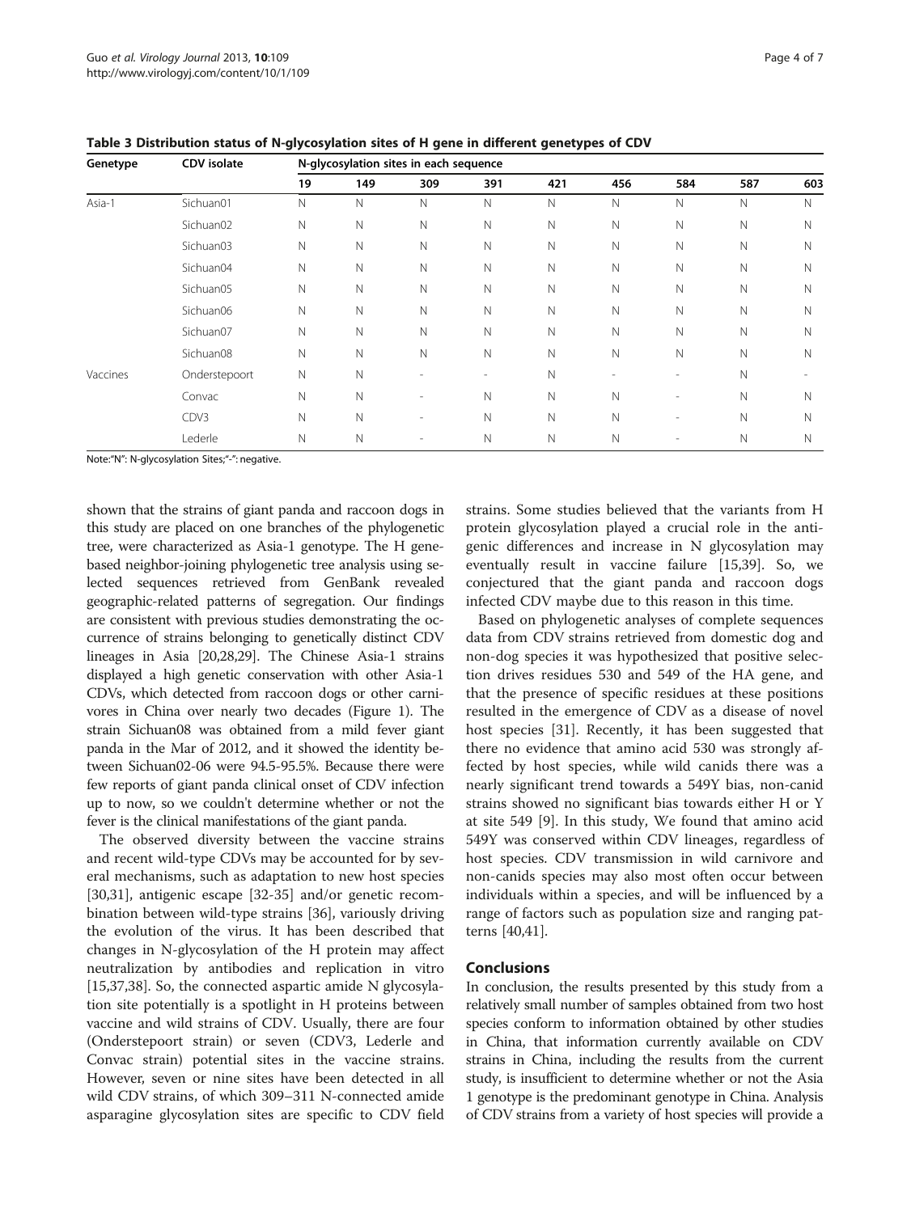**Table 3 Distribution status of N-glycosylation sites of H gene in different genetypes of CDV**

| Genetype | CDV isolate | N-glycosylation sites in each sequence | | | | | | | | |
|---|---|---|---|---|---|---|---|---|---|---|
| | | 19 | 149 | 309 | 391 | 421 | 456 | 584 | 587 | 603 |
| Asia-1 | Sichuan01 | N | N | N | N | N | N | N | N | N |
| | Sichuan02 | N | N | N | N | N | N | N | N | N |
| | Sichuan03 | N | N | N | N | N | N | N | N | N |
| | Sichuan04 | N | N | N | N | N | N | N | N | N |
| | Sichuan05 | N | N | N | N | N | N | N | N | N |
| | Sichuan06 | N | N | N | N | N | N | N | N | N |
| | Sichuan07 | N | N | N | N | N | N | N | N | N |
| | Sichuan08 | N | N | N | N | N | N | N | N | N |
| Vaccines | Onderstepoort | N | N | - | - | N | - | - | N | - |
| | Convac | N | N | - | N | N | N | - | N | N |
| | CDV3 | N | N | - | N | N | N | - | N | N |
| | Lederle | N | N | - | N | N | N | - | N | N |

Note:"N": N-glycosylation Sites;"-": negative.

shown that the strains of giant panda and raccoon dogs in this study are placed on one branches of the phylogenetic tree, were characterized as Asia-1 genotype. The H gene-based neighbor-joining phylogenetic tree analysis using selected sequences retrieved from GenBank revealed geographic-related patterns of segregation. Our findings are consistent with previous studies demonstrating the occurrence of strains belonging to genetically distinct CDV lineages in Asia [20,28,29]. The Chinese Asia-1 strains displayed a high genetic conservation with other Asia-1 CDVs, which detected from raccoon dogs or other carnivores in China over nearly two decades (Figure 1). The strain Sichuan08 was obtained from a mild fever giant panda in the Mar of 2012, and it showed the identity between Sichuan02-06 were 94.5-95.5%. Because there were few reports of giant panda clinical onset of CDV infection up to now, so we couldn't determine whether or not the fever is the clinical manifestations of the giant panda.

The observed diversity between the vaccine strains and recent wild-type CDVs may be accounted for by several mechanisms, such as adaptation to new host species [30,31], antigenic escape [32-35] and/or genetic recombination between wild-type strains [36], variously driving the evolution of the virus. It has been described that changes in N-glycosylation of the H protein may affect neutralization by antibodies and replication in vitro [15,37,38]. So, the connected aspartic amide N glycosylation site potentially is a spotlight in H proteins between vaccine and wild strains of CDV. Usually, there are four (Onderstepoort strain) or seven (CDV3, Lederle and Convac strain) potential sites in the vaccine strains. However, seven or nine sites have been detected in all wild CDV strains, of which 309–311 N-connected amide asparagine glycosylation sites are specific to CDV field strains. Some studies believed that the variants from H protein glycosylation played a crucial role in the antigenic differences and increase in N glycosylation may eventually result in vaccine failure [15,39]. So, we conjectured that the giant panda and raccoon dogs infected CDV maybe due to this reason in this time.

Based on phylogenetic analyses of complete sequences data from CDV strains retrieved from domestic dog and non-dog species it was hypothesized that positive selection drives residues 530 and 549 of the HA gene, and that the presence of specific residues at these positions resulted in the emergence of CDV as a disease of novel host species [31]. Recently, it has been suggested that there no evidence that amino acid 530 was strongly affected by host species, while wild canids there was a nearly significant trend towards a 549Y bias, non-canid strains showed no significant bias towards either H or Y at site 549 [9]. In this study, We found that amino acid 549Y was conserved within CDV lineages, regardless of host species. CDV transmission in wild carnivore and non-canids species may also most often occur between individuals within a species, and will be influenced by a range of factors such as population size and ranging patterns [40,41].

## Conclusions

In conclusion, the results presented by this study from a relatively small number of samples obtained from two host species conform to information obtained by other studies in China, that information currently available on CDV strains in China, including the results from the current study, is insufficient to determine whether or not the Asia 1 genotype is the predominant genotype in China. Analysis of CDV strains from a variety of host species will provide a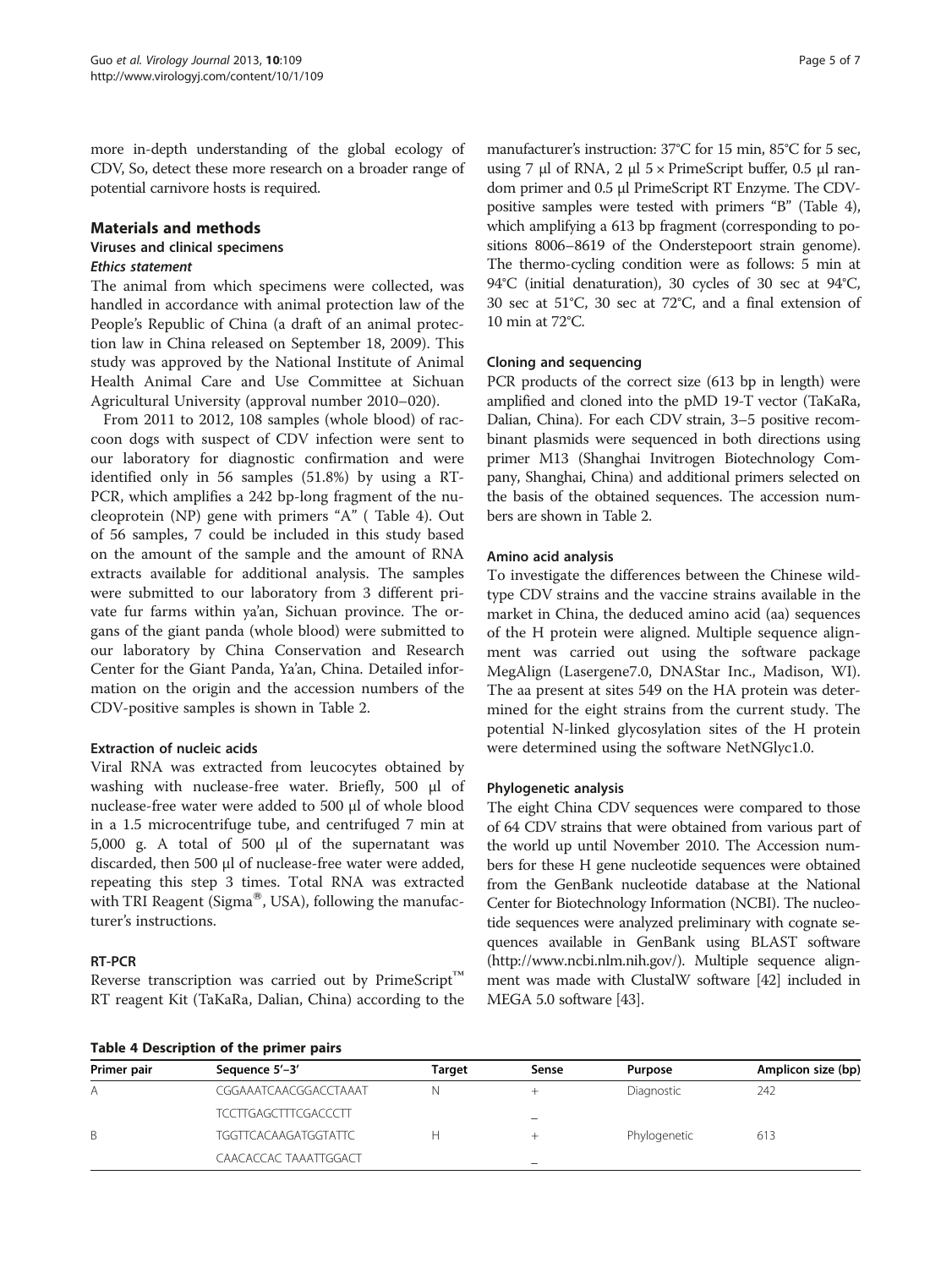more in-depth understanding of the global ecology of CDV, So, detect these more research on a broader range of potential carnivore hosts is required.

## Materials and methods

### Viruses and clinical specimens

#### *Ethics statement*

The animal from which specimens were collected, was handled in accordance with animal protection law of the People's Republic of China (a draft of an animal protection law in China released on September 18, 2009). This study was approved by the National Institute of Animal Health Animal Care and Use Committee at Sichuan Agricultural University (approval number 2010–020).

From 2011 to 2012, 108 samples (whole blood) of raccoon dogs with suspect of CDV infection were sent to our laboratory for diagnostic confirmation and were identified only in 56 samples (51.8%) by using a RT-PCR, which amplifies a 242 bp-long fragment of the nucleoprotein (NP) gene with primers "A" ( Table 4). Out of 56 samples, 7 could be included in this study based on the amount of the sample and the amount of RNA extracts available for additional analysis. The samples were submitted to our laboratory from 3 different private fur farms within ya'an, Sichuan province. The organs of the giant panda (whole blood) were submitted to our laboratory by China Conservation and Research Center for the Giant Panda, Ya'an, China. Detailed information on the origin and the accession numbers of the CDV-positive samples is shown in Table 2.

### Extraction of nucleic acids

Viral RNA was extracted from leucocytes obtained by washing with nuclease-free water. Briefly, 500 μl of nuclease-free water were added to 500 μl of whole blood in a 1.5 microcentrifuge tube, and centrifuged 7 min at 5,000 g. A total of 500 μl of the supernatant was discarded, then 500 μl of nuclease-free water were added, repeating this step 3 times. Total RNA was extracted with TRI Reagent (Sigma®, USA), following the manufacturer's instructions.

### RT-PCR

Reverse transcription was carried out by PrimeScript™ RT reagent Kit (TaKaRa, Dalian, China) according to the manufacturer's instruction: 37°C for 15 min, 85°C for 5 sec, using 7 μl of RNA, 2 μl 5 × PrimeScript buffer, 0.5 μl random primer and 0.5 μl PrimeScript RT Enzyme. The CDV-positive samples were tested with primers "B" (Table 4), which amplifying a 613 bp fragment (corresponding to positions 8006–8619 of the Onderstepoort strain genome). The thermo-cycling condition were as follows: 5 min at 94°C (initial denaturation), 30 cycles of 30 sec at 94°C, 30 sec at 51°C, 30 sec at 72°C, and a final extension of 10 min at 72°C.

### Cloning and sequencing

PCR products of the correct size (613 bp in length) were amplified and cloned into the pMD 19-T vector (TaKaRa, Dalian, China). For each CDV strain, 3–5 positive recombinant plasmids were sequenced in both directions using primer M13 (Shanghai Invitrogen Biotechnology Company, Shanghai, China) and additional primers selected on the basis of the obtained sequences. The accession numbers are shown in Table 2.

### Amino acid analysis

To investigate the differences between the Chinese wild-type CDV strains and the vaccine strains available in the market in China, the deduced amino acid (aa) sequences of the H protein were aligned. Multiple sequence alignment was carried out using the software package MegAlign (Lasergene7.0, DNAStar Inc., Madison, WI). The aa present at sites 549 on the HA protein was determined for the eight strains from the current study. The potential N-linked glycosylation sites of the H protein were determined using the software NetNGlyc1.0.

### Phylogenetic analysis

The eight China CDV sequences were compared to those of 64 CDV strains that were obtained from various part of the world up until November 2010. The Accession numbers for these H gene nucleotide sequences were obtained from the GenBank nucleotide database at the National Center for Biotechnology Information (NCBI). The nucleotide sequences were analyzed preliminary with cognate sequences available in GenBank using BLAST software (http://www.ncbi.nlm.nih.gov/). Multiple sequence alignment was made with ClustalW software [42] included in MEGA 5.0 software [43].

**Table 4 Description of the primer pairs**

| Primer pair | Sequence 5′–3′ | Target | Sense | Purpose | Amplicon size (bp) |
|---|---|---|---|---|---|
| A | CGGAAATCAACGGACCTAAAT | N | + | Diagnostic | 242 |
| | TCCTTGAGCTTTCGACCCTT | | – | | |
| B | TGGTTCACAAGATGGTATTC | H | + | Phylogenetic | 613 |
| | CAACACCAC TAAATTGGACT | | – | | |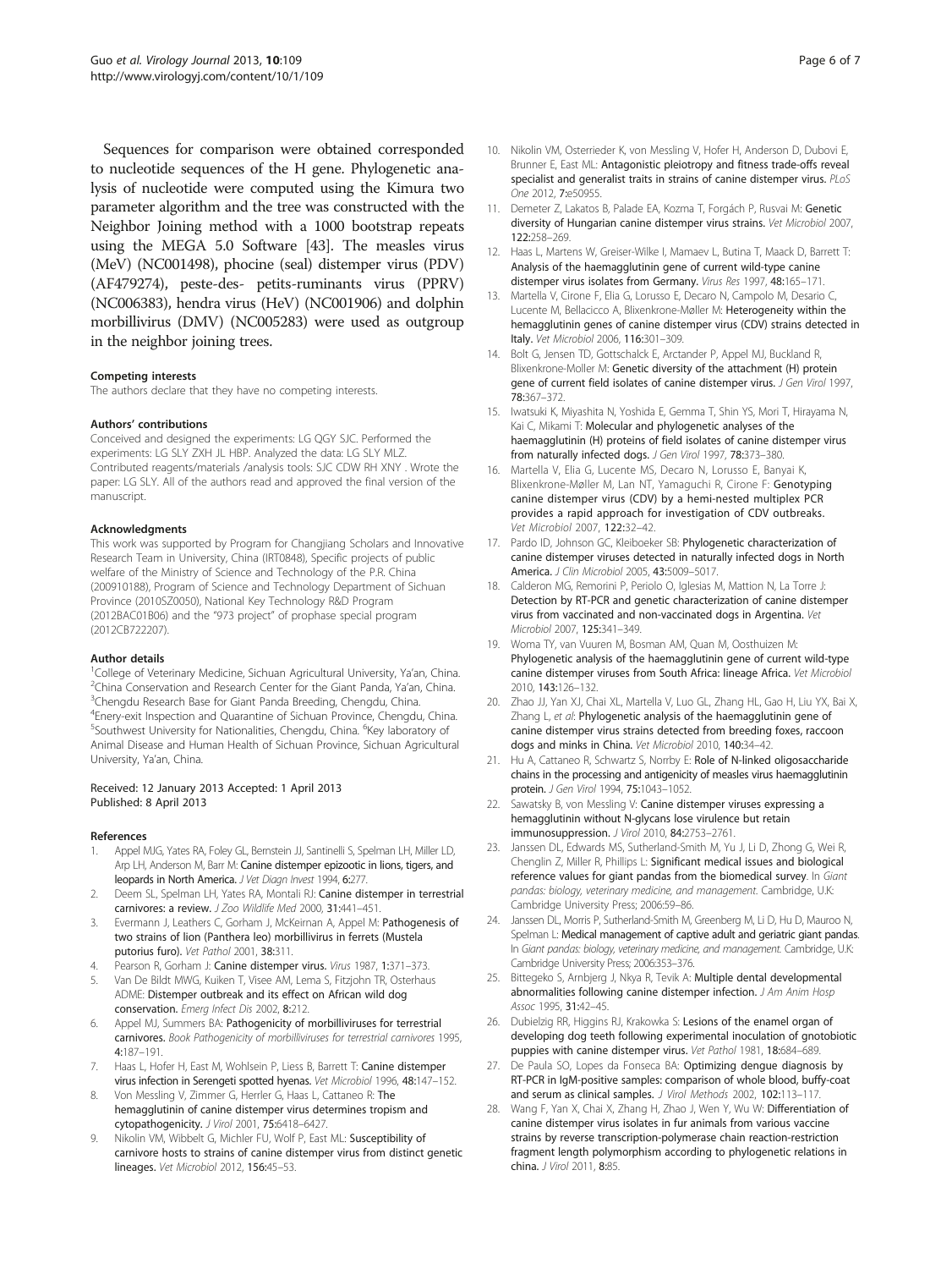Sequences for comparison were obtained corresponded to nucleotide sequences of the H gene. Phylogenetic analysis of nucleotide were computed using the Kimura two parameter algorithm and the tree was constructed with the Neighbor Joining method with a 1000 bootstrap repeats using the MEGA 5.0 Software [43]. The measles virus (MeV) (NC001498), phocine (seal) distemper virus (PDV) (AF479274), peste-des- petits-ruminants virus (PPRV) (NC006383), hendra virus (HeV) (NC001906) and dolphin morbillivirus (DMV) (NC005283) were used as outgroup in the neighbor joining trees.

#### Competing interests

The authors declare that they have no competing interests.

#### Authors' contributions

Conceived and designed the experiments: LG QGY SJC. Performed the experiments: LG SLY ZXH JL HBP. Analyzed the data: LG SLY MLZ. Contributed reagents/materials /analysis tools: SJC CDW RH XNY . Wrote the paper: LG SLY. All of the authors read and approved the final version of the manuscript.

#### Acknowledgments

This work was supported by Program for Changjiang Scholars and Innovative Research Team in University, China (IRT0848), Specific projects of public welfare of the Ministry of Science and Technology of the P.R. China (200910188), Program of Science and Technology Department of Sichuan Province (2010SZ0050), National Key Technology R&D Program (2012BAC01B06) and the "973 project" of prophase special program (2012CB722207).

#### Author details

[1]College of Veterinary Medicine, Sichuan Agricultural University, Ya'an, China. [2]China Conservation and Research Center for the Giant Panda, Ya'an, China. [3]Chengdu Research Base for Giant Panda Breeding, Chengdu, China. [4]Enery-exit Inspection and Quarantine of Sichuan Province, Chengdu, China. [5]Southwest University for Nationalities, Chengdu, China. [6]Key laboratory of Animal Disease and Human Health of Sichuan Province, Sichuan Agricultural University, Ya'an, China.

Received: 12 January 2013 Accepted: 1 April 2013
Published: 8 April 2013

#### References

1. Appel MJG, Yates RA, Foley GL, Bernstein JJ, Santinelli S, Spelman LH, Miller LD, Arp LH, Anderson M, Barr M: **Canine distemper epizootic in lions, tigers, and leopards in North America.** *J Vet Diagn Invest* 1994, **6:**277.
2. Deem SL, Spelman LH, Yates RA, Montali RJ: **Canine distemper in terrestrial carnivores: a review.** *J Zoo Wildlife Med* 2000, **31:**441–451.
3. Evermann J, Leathers C, Gorham J, McKeirnan A, Appel M: **Pathogenesis of two strains of lion (Panthera leo) morbillivirus in ferrets (Mustela putorius furo).** *Vet Pathol* 2001, **38:**311.
4. Pearson R, Gorham J: **Canine distemper virus.** *Virus* 1987, **1:**371–373.
5. Van De Bildt MWG, Kuiken T, Visee AM, Lema S, Fitzjohn TR, Osterhaus ADME: **Distemper outbreak and its effect on African wild dog conservation.** *Emerg Infect Dis* 2002, **8:**212.
6. Appel MJ, Summers BA: **Pathogenicity of morbilliviruses for terrestrial carnivores.** *Book Pathogenicity of morbilliviruses for terrestrial carnivores* 1995, **4:**187–191.
7. Haas L, Hofer H, East M, Wohlsein P, Liess B, Barrett T: **Canine distemper virus infection in Serengeti spotted hyenas.** *Vet Microbiol* 1996, **48:**147–152.
8. Von Messling V, Zimmer G, Herrler G, Haas L, Cattaneo R: **The hemagglutinin of canine distemper virus determines tropism and cytopathogenicity.** *J Virol* 2001, **75:**6418–6427.
9. Nikolin VM, Wibbelt G, Michler FU, Wolf P, East ML: **Susceptibility of carnivore hosts to strains of canine distemper virus from distinct genetic lineages.** *Vet Microbiol* 2012, **156:**45–53.
10. Nikolin VM, Osterrieder K, von Messling V, Hofer H, Anderson D, Dubovi E, Brunner E, East ML: **Antagonistic pleiotropy and fitness trade-offs reveal specialist and generalist traits in strains of canine distemper virus.** *PLoS One* 2012, **7:**e50955.
11. Demeter Z, Lakatos B, Palade EA, Kozma T, Forgách P, Rusvai M: **Genetic diversity of Hungarian canine distemper virus strains.** *Vet Microbiol* 2007, **122:**258–269.
12. Haas L, Martens W, Greiser-Wilke I, Mamaev L, Butina T, Maack D, Barrett T: **Analysis of the haemagglutinin gene of current wild-type canine distemper virus isolates from Germany.** *Virus Res* 1997, **48:**165–171.
13. Martella V, Cirone F, Elia G, Lorusso E, Decaro N, Campolo M, Desario C, Lucente M, Bellacicco A, Blixenkrone-Møller M: **Heterogeneity within the hemagglutinin genes of canine distemper virus (CDV) strains detected in Italy.** *Vet Microbiol* 2006, **116:**301–309.
14. Bolt G, Jensen TD, Gottschalck E, Arctander P, Appel MJ, Buckland R, Blixenkrone-Moller M: **Genetic diversity of the attachment (H) protein gene of current field isolates of canine distemper virus.** *J Gen Virol* 1997, **78:**367–372.
15. Iwatsuki K, Miyashita N, Yoshida E, Gemma T, Shin YS, Mori T, Hirayama N, Kai C, Mikami T: **Molecular and phylogenetic analyses of the haemagglutinin (H) proteins of field isolates of canine distemper virus from naturally infected dogs.** *J Gen Virol* 1997, **78:**373–380.
16. Martella V, Elia G, Lucente MS, Decaro N, Lorusso E, Banyai K, Blixenkrone-Møller M, Lan NT, Yamaguchi R, Cirone F: **Genotyping canine distemper virus (CDV) by a hemi-nested multiplex PCR provides a rapid approach for investigation of CDV outbreaks.** *Vet Microbiol* 2007, **122:**32–42.
17. Pardo ID, Johnson GC, Kleiboeker SB: **Phylogenetic characterization of canine distemper viruses detected in naturally infected dogs in North America.** *J Clin Microbiol* 2005, **43:**5009–5017.
18. Calderon MG, Remorini P, Periolo O, Iglesias M, Mattion N, La Torre J: **Detection by RT-PCR and genetic characterization of canine distemper virus from vaccinated and non-vaccinated dogs in Argentina.** *Vet Microbiol* 2007, **125:**341–349.
19. Woma TY, van Vuuren M, Bosman AM, Quan M, Oosthuizen M: **Phylogenetic analysis of the haemagglutinin gene of current wild-type canine distemper viruses from South Africa: lineage Africa.** *Vet Microbiol* 2010, **143:**126–132.
20. Zhao JJ, Yan XJ, Chai XL, Martella V, Luo GL, Zhang HL, Gao H, Liu YX, Bai X, Zhang L, *et al*: **Phylogenetic analysis of the haemagglutinin gene of canine distemper virus strains detected from breeding foxes, raccoon dogs and minks in China.** *Vet Microbiol* 2010, **140:**34–42.
21. Hu A, Cattaneo R, Schwartz S, Norrby E: **Role of N-linked oligosaccharide chains in the processing and antigenicity of measles virus haemagglutinin protein.** *J Gen Virol* 1994, **75:**1043–1052.
22. Sawatsky B, von Messling V: **Canine distemper viruses expressing a hemagglutinin without N-glycans lose virulence but retain immunosuppression.** *J Virol* 2010, **84:**2753–2761.
23. Janssen DL, Edwards MS, Sutherland-Smith M, Yu J, Li D, Zhong G, Wei R, Chenglin Z, Miller R, Phillips L: **Significant medical issues and biological reference values for giant pandas from the biomedical survey.** In *Giant pandas: biology, veterinary medicine, and management*. Cambridge, U.K: Cambridge University Press; 2006:59–86.
24. Janssen DL, Morris P, Sutherland-Smith M, Greenberg M, Li D, Hu D, Mauroo N, Spelman L: **Medical management of captive adult and geriatric giant pandas.** In *Giant pandas: biology, veterinary medicine, and management*. Cambridge, U.K: Cambridge University Press; 2006:353–376.
25. Bittegeko S, Arnbjerg J, Nkya R, Tevik A: **Multiple dental developmental abnormalities following canine distemper infection.** *J Am Anim Hosp Assoc* 1995, **31:**42–45.
26. Dubielzig RR, Higgins RJ, Krakowka S: **Lesions of the enamel organ of developing dog teeth following experimental inoculation of gnotobiotic puppies with canine distemper virus.** *Vet Pathol* 1981, **18:**684–689.
27. De Paula SO, Lopes da Fonseca BA: **Optimizing dengue diagnosis by RT-PCR in IgM-positive samples: comparison of whole blood, buffy-coat and serum as clinical samples.** *J Virol Methods* 2002, **102:**113–117.
28. Wang F, Yan X, Chai X, Zhang H, Zhao J, Wen Y, Wu W: **Differentiation of canine distemper virus isolates in fur animals from various vaccine strains by reverse transcription-polymerase chain reaction-restriction fragment length polymorphism according to phylogenetic relations in china.** *J Virol* 2011, **8:**85.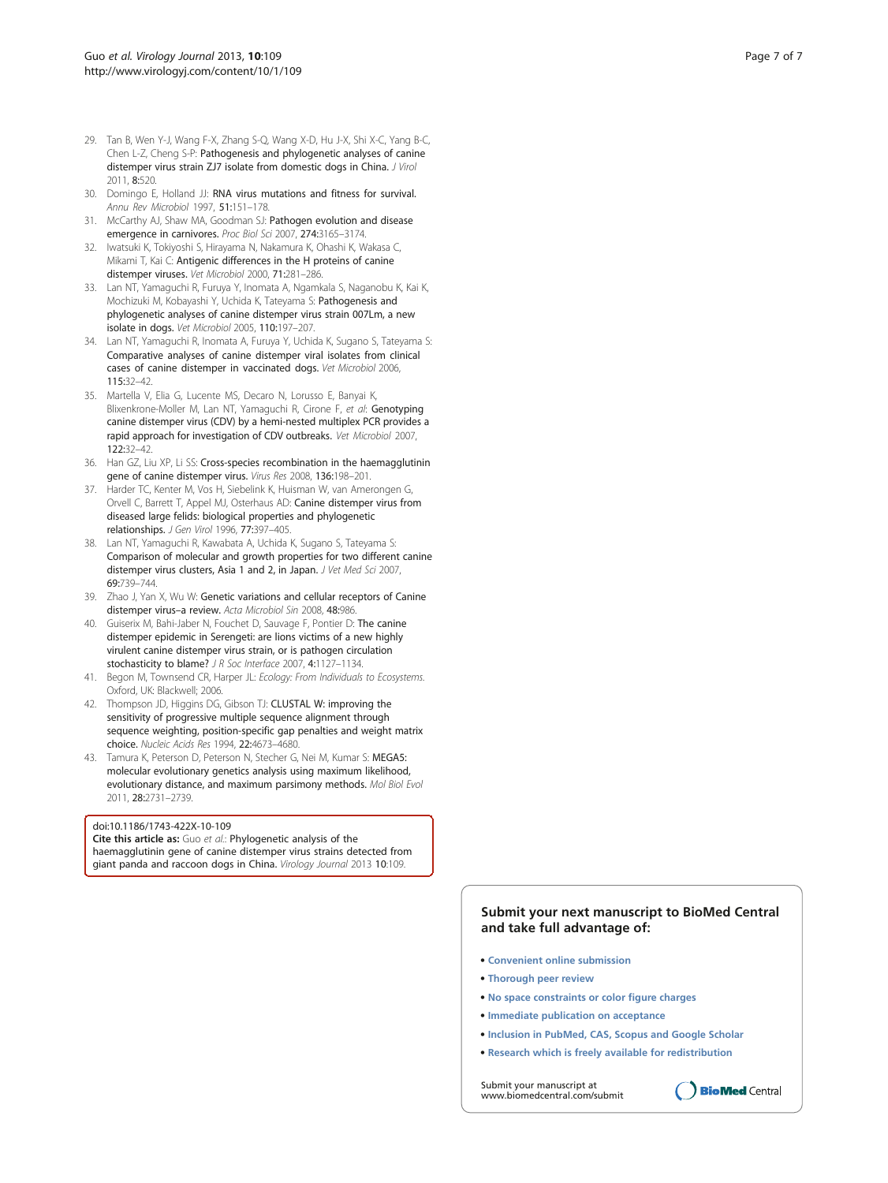29. Tan B, Wen Y-J, Wang F-X, Zhang S-Q, Wang X-D, Hu J-X, Shi X-C, Yang B-C, Chen L-Z, Cheng S-P: **Pathogenesis and phylogenetic analyses of canine distemper virus strain ZJ7 isolate from domestic dogs in China.** *J Virol* 2011, **8:**520.
30. Domingo E, Holland JJ: **RNA virus mutations and fitness for survival.** *Annu Rev Microbiol* 1997, **51:**151–178.
31. McCarthy AJ, Shaw MA, Goodman SJ: **Pathogen evolution and disease emergence in carnivores.** *Proc Biol Sci* 2007, **274:**3165–3174.
32. Iwatsuki K, Tokiyoshi S, Hirayama N, Nakamura K, Ohashi K, Wakasa C, Mikami T, Kai C: **Antigenic differences in the H proteins of canine distemper viruses.** *Vet Microbiol* 2000, **71:**281–286.
33. Lan NT, Yamaguchi R, Furuya Y, Inomata A, Ngamkala S, Naganobu K, Kai K, Mochizuki M, Kobayashi Y, Uchida K, Tateyama S: **Pathogenesis and phylogenetic analyses of canine distemper virus strain 007Lm, a new isolate in dogs.** *Vet Microbiol* 2005, **110:**197–207.
34. Lan NT, Yamaguchi R, Inomata A, Furuya Y, Uchida K, Sugano S, Tateyama S: **Comparative analyses of canine distemper viral isolates from clinical cases of canine distemper in vaccinated dogs.** *Vet Microbiol* 2006, **115:**32–42.
35. Martella V, Elia G, Lucente MS, Decaro N, Lorusso E, Banyai K, Blixenkrone-Moller M, Lan NT, Yamaguchi R, Cirone F, *et al*: **Genotyping canine distemper virus (CDV) by a hemi-nested multiplex PCR provides a rapid approach for investigation of CDV outbreaks.** *Vet Microbiol* 2007, **122:**32–42.
36. Han GZ, Liu XP, Li SS: **Cross-species recombination in the haemagglutinin gene of canine distemper virus.** *Virus Res* 2008, **136:**198–201.
37. Harder TC, Kenter M, Vos H, Siebelink K, Huisman W, van Amerongen G, Orvell C, Barrett T, Appel MJ, Osterhaus AD: **Canine distemper virus from diseased large felids: biological properties and phylogenetic relationships.** *J Gen Virol* 1996, **77:**397–405.
38. Lan NT, Yamaguchi R, Kawabata A, Uchida K, Sugano S, Tateyama S: **Comparison of molecular and growth properties for two different canine distemper virus clusters, Asia 1 and 2, in Japan.** *J Vet Med Sci* 2007, **69:**739–744.
39. Zhao J, Yan X, Wu W: **Genetic variations and cellular receptors of Canine distemper virus–a review.** *Acta Microbiol Sin* 2008, **48:**986.
40. Guiserix M, Bahi-Jaber N, Fouchet D, Sauvage F, Pontier D: **The canine distemper epidemic in Serengeti: are lions victims of a new highly virulent canine distemper virus strain, or is pathogen circulation stochasticity to blame?** *J R Soc Interface* 2007, **4:**1127–1134.
41. Begon M, Townsend CR, Harper JL: *Ecology: From Individuals to Ecosystems.* Oxford, UK: Blackwell; 2006.
42. Thompson JD, Higgins DG, Gibson TJ: **CLUSTAL W: improving the sensitivity of progressive multiple sequence alignment through sequence weighting, position-specific gap penalties and weight matrix choice.** *Nucleic Acids Res* 1994, **22:**4673–4680.
43. Tamura K, Peterson D, Peterson N, Stecher G, Nei M, Kumar S: **MEGA5: molecular evolutionary genetics analysis using maximum likelihood, evolutionary distance, and maximum parsimony methods.** *Mol Biol Evol* 2011, **28:**2731–2739.

doi:10.1186/1743-422X-10-109
**Cite this article as:** Guo *et al.*: Phylogenetic analysis of the haemagglutinin gene of canine distemper virus strains detected from giant panda and raccoon dogs in China. *Virology Journal* 2013 **10**:109.

**Submit your next manuscript to BioMed Central and take full advantage of:**

- **Convenient online submission**
- **Thorough peer review**
- **No space constraints or color figure charges**
- **Immediate publication on acceptance**
- **Inclusion in PubMed, CAS, Scopus and Google Scholar**
- **Research which is freely available for redistribution**

Submit your manuscript at
www.biomedcentral.com/submit

BioMed Central